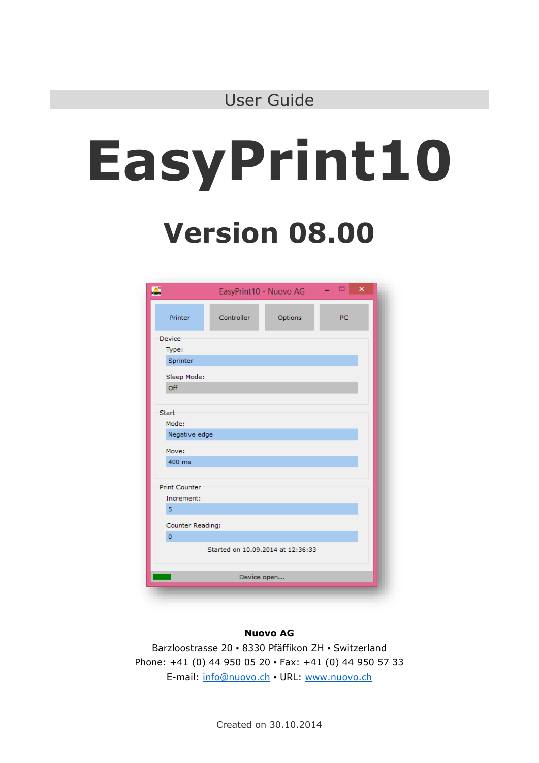User Guide

# EasyPrint10

## Version 08.00

**Nuovo AG**

Barzloostrasse 20 ▪ 8330 Pfäffikon ZH ▪ Switzerland

Phone: +41 (0) 44 950 05 20 ▪ Fax: +41 (0) 44 950 57 33

E-mail: info@nuovo.ch ▪ URL: www.nuovo.ch

Created on 30.10.2014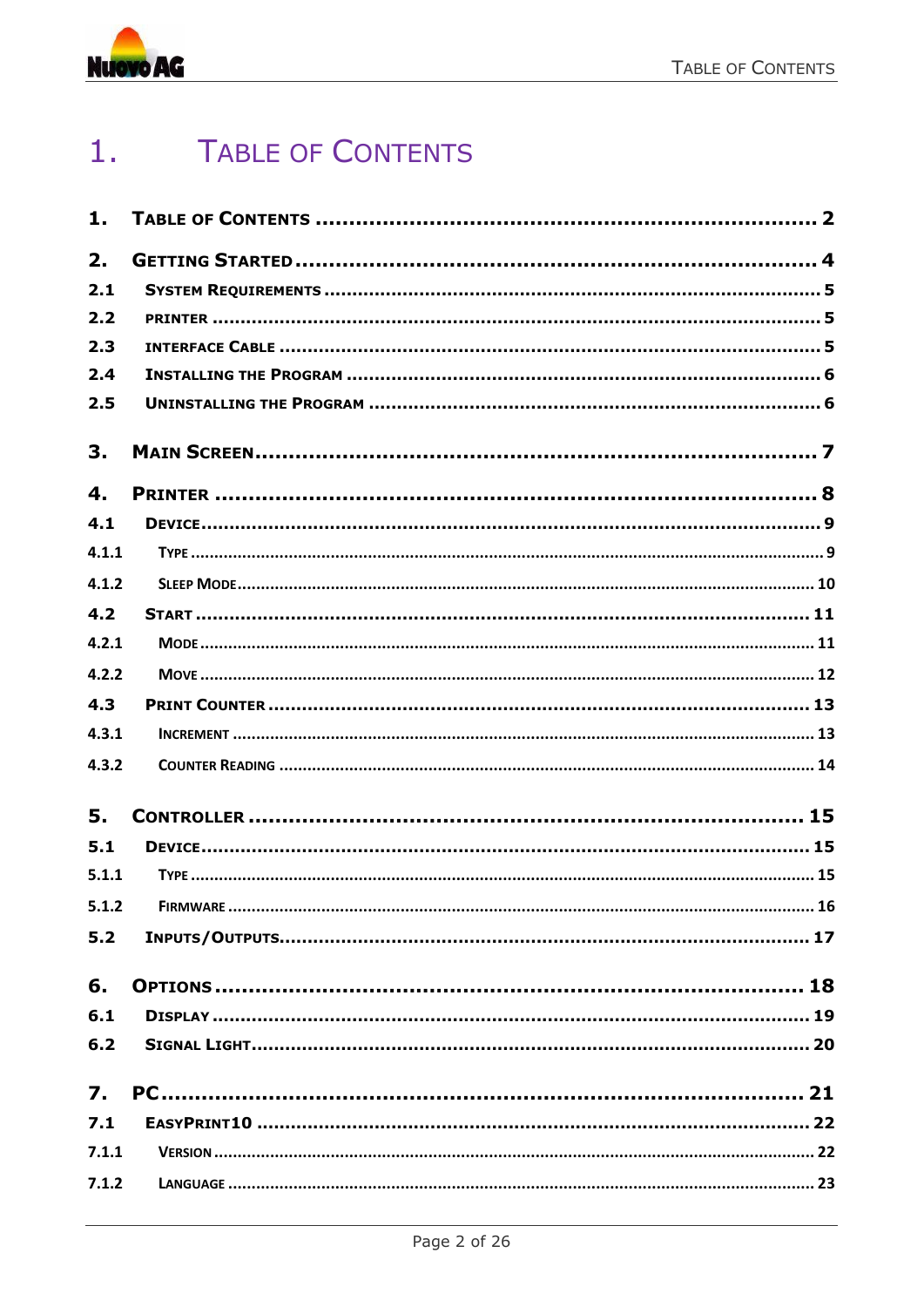# 1. TABLE OF CONTENTS

**1. TABLE OF CONTENTS** ........................................................ **2**

**2. GETTING STARTED** ........................................................ **4**

- **2.1 SYSTEM REQUIREMENTS** ........................................ **5**
- **2.2 PRINTER** ........................................ **5**
- **2.3 INTERFACE CABLE** ........................................ **5**
- **2.4 INSTALLING THE PROGRAM** ........................................ **6**
- **2.5 UNINSTALLING THE PROGRAM** ........................................ **6**

**3. MAIN SCREEN** ........................................................ **7**

**4. PRINTER** ........................................................ **8**

- **4.1 DEVICE** ........................................ **9**
  - 4.1.1 TYPE ........................................ 9
  - 4.1.2 SLEEP MODE ........................................ 10
- **4.2 START** ........................................ **11**
  - 4.2.1 MODE ........................................ 11
  - 4.2.2 MOVE ........................................ 12
- **4.3 PRINT COUNTER** ........................................ **13**
  - 4.3.1 INCREMENT ........................................ 13
  - 4.3.2 COUNTER READING ........................................ 14

**5. CONTROLLER** ........................................................ **15**

- **5.1 DEVICE** ........................................ **15**
  - 5.1.1 TYPE ........................................ 15
  - 5.1.2 FIRMWARE ........................................ 16
- **5.2 INPUTS/OUTPUTS** ........................................ **17**

**6. OPTIONS** ........................................................ **18**

- **6.1 DISPLAY** ........................................ **19**
- **6.2 SIGNAL LIGHT** ........................................ **20**

**7. PC** ........................................................ **21**

- **7.1 EASYPRINT10** ........................................ **22**
  - 7.1.1 VERSION ........................................ 22
  - 7.1.2 LANGUAGE ........................................ 23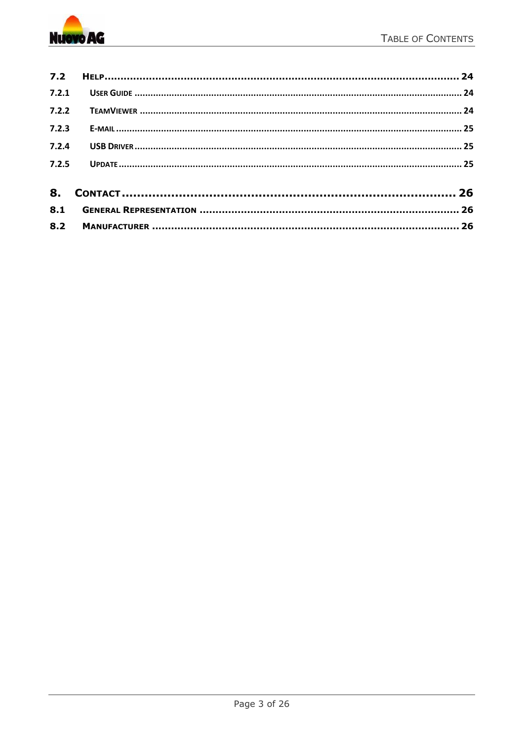| | | |
|---|---|---|
| **7.2** | **HELP** | **24** |
| **7.2.1** | **USER GUIDE** | **24** |
| **7.2.2** | **TEAMVIEWER** | **24** |
| **7.2.3** | **E-MAIL** | **25** |
| **7.2.4** | **USB DRIVER** | **25** |
| **7.2.5** | **UPDATE** | **25** |
| **8.** | **CONTACT** | **26** |
| **8.1** | **GENERAL REPRESENTATION** | **26** |
| **8.2** | **MANUFACTURER** | **26** |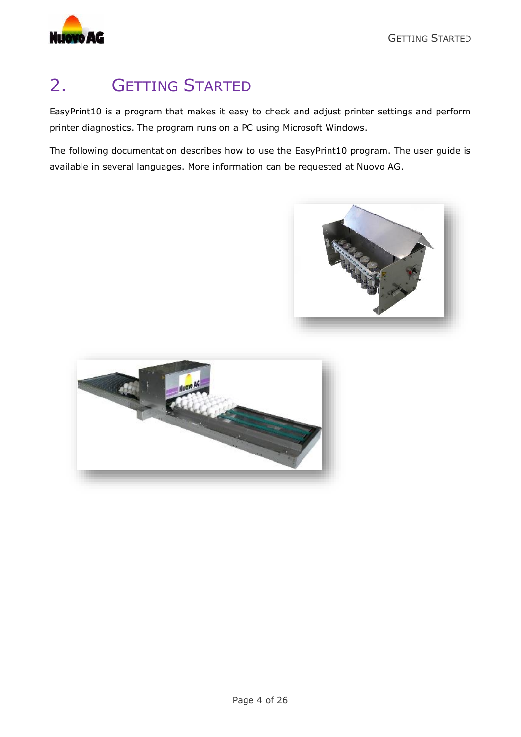# 2. Getting Started

EasyPrint10 is a program that makes it easy to check and adjust printer settings and perform printer diagnostics. The program runs on a PC using Microsoft Windows.

The following documentation describes how to use the EasyPrint10 program. The user guide is available in several languages. More information can be requested at Nuovo AG.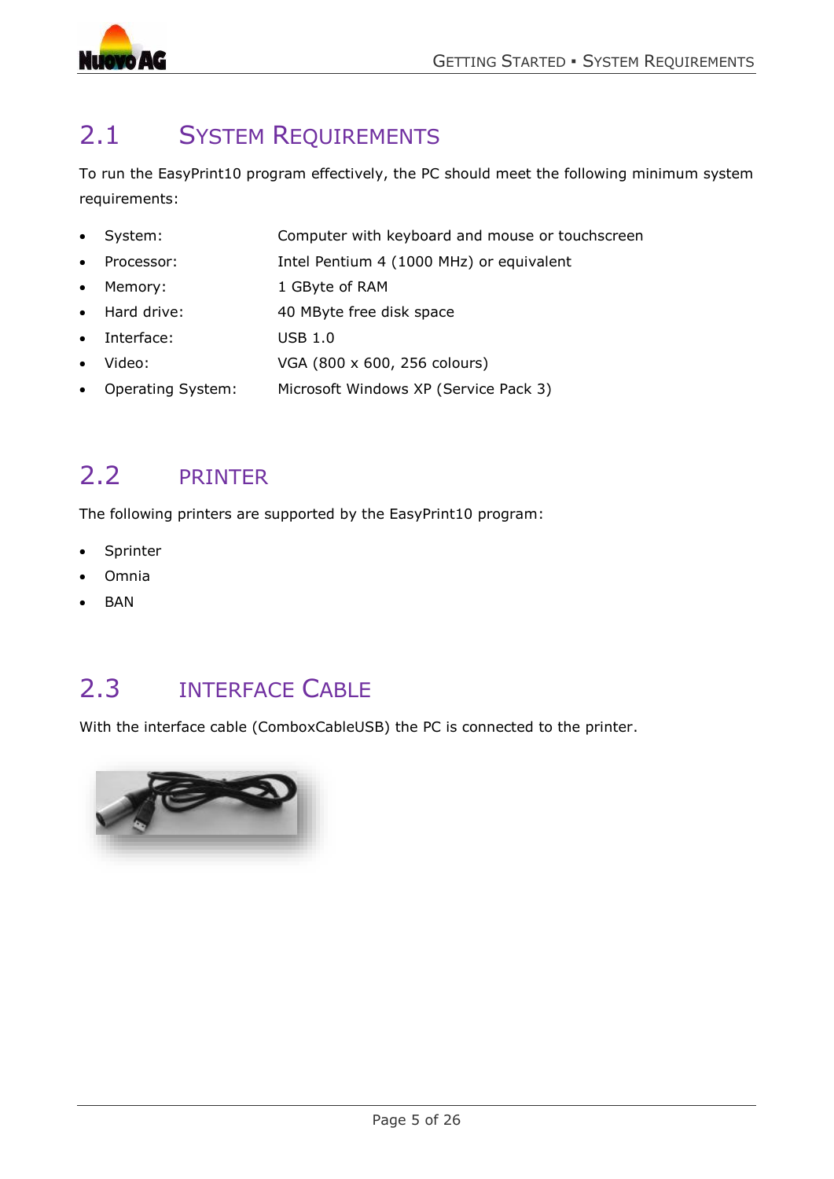## 2.1 System Requirements

To run the EasyPrint10 program effectively, the PC should meet the following minimum system requirements:

- System: Computer with keyboard and mouse or touchscreen
- Processor: Intel Pentium 4 (1000 MHz) or equivalent
- Memory: 1 GByte of RAM
- Hard drive: 40 MByte free disk space
- Interface: USB 1.0
- Video: VGA (800 x 600, 256 colours)
- Operating System: Microsoft Windows XP (Service Pack 3)

## 2.2 Printer

The following printers are supported by the EasyPrint10 program:

- Sprinter
- Omnia
- BAN

## 2.3 Interface Cable

With the interface cable (ComboxCableUSB) the PC is connected to the printer.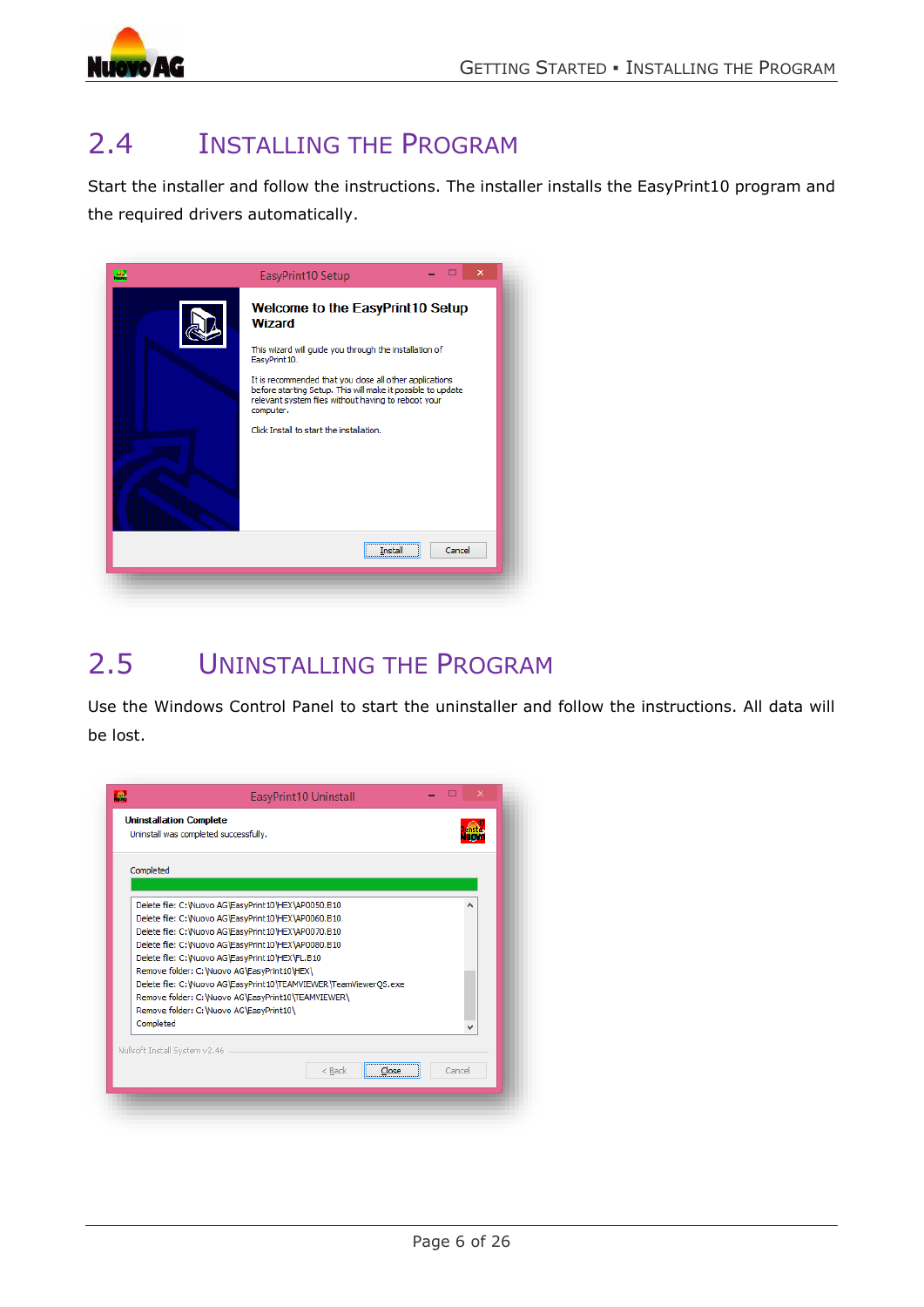## 2.4 Installing the Program

Start the installer and follow the instructions. The installer installs the EasyPrint10 program and the required drivers automatically.

## 2.5 Uninstalling the Program

Use the Windows Control Panel to start the uninstaller and follow the instructions. All data will be lost.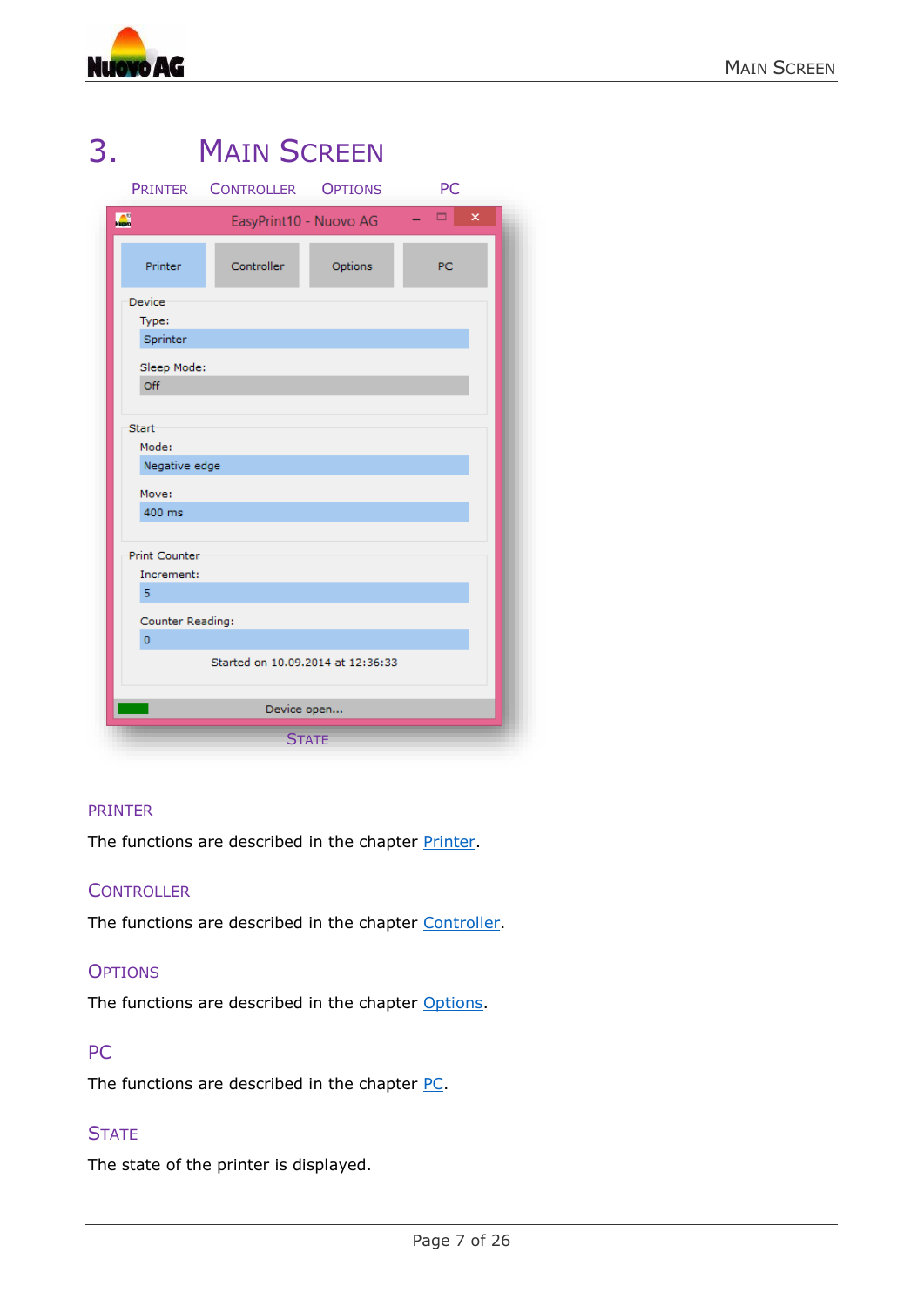# 3. Main Screen

Printer Controller Options PC

EasyPrint10 - Nuovo AG

Printer | Controller | Options | PC

Device

Type:

Sprinter

Sleep Mode:

Off

Start

Mode:

Negative edge

Move:

400 ms

Print Counter

Increment:

5

Counter Reading:

0

Started on 10.09.2014 at 12:36:33

Device open...

State

### Printer

The functions are described in the chapter Printer.

### Controller

The functions are described in the chapter Controller.

### Options

The functions are described in the chapter Options.

### PC

The functions are described in the chapter PC.

### State

The state of the printer is displayed.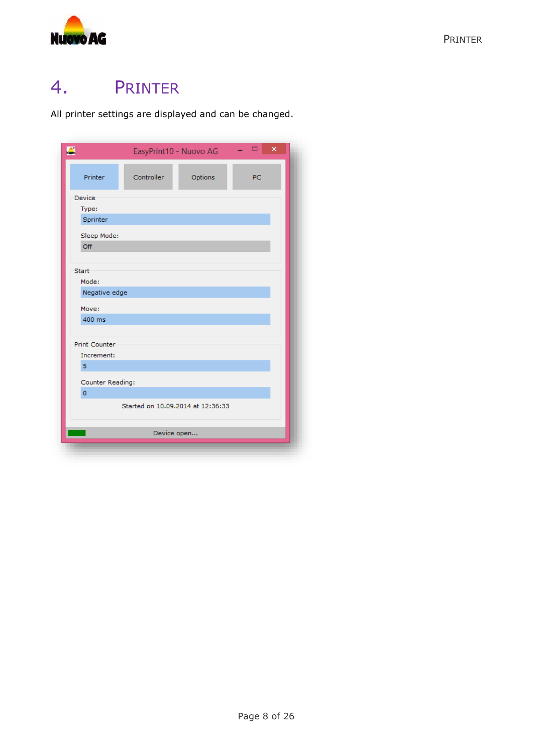# 4. PRINTER

All printer settings are displayed and can be changed.

EasyPrint10 - Nuovo AG

Printer | Controller | Options | PC

**Device**

Type:
Sprinter

Sleep Mode:
Off

**Start**

Mode:
Negative edge

Move:
400 ms

**Print Counter**

Increment:
5

Counter Reading:
0

Started on 10.09.2014 at 12:36:33

Device open...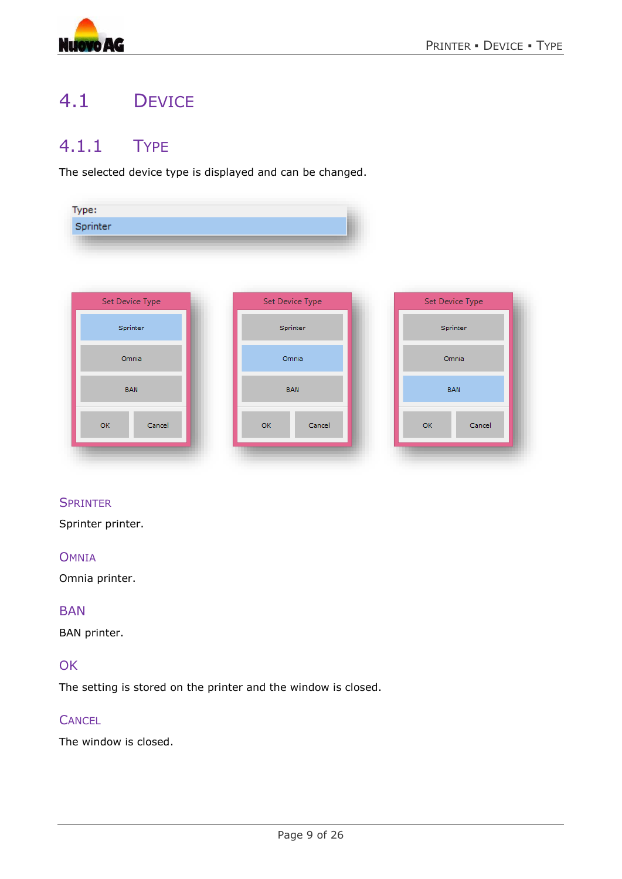## 4.1 Device

### 4.1.1 Type

The selected device type is displayed and can be changed.

#### Sprinter

Sprinter printer.

#### Omnia

Omnia printer.

#### BAN

BAN printer.

#### OK

The setting is stored on the printer and the window is closed.

#### Cancel

The window is closed.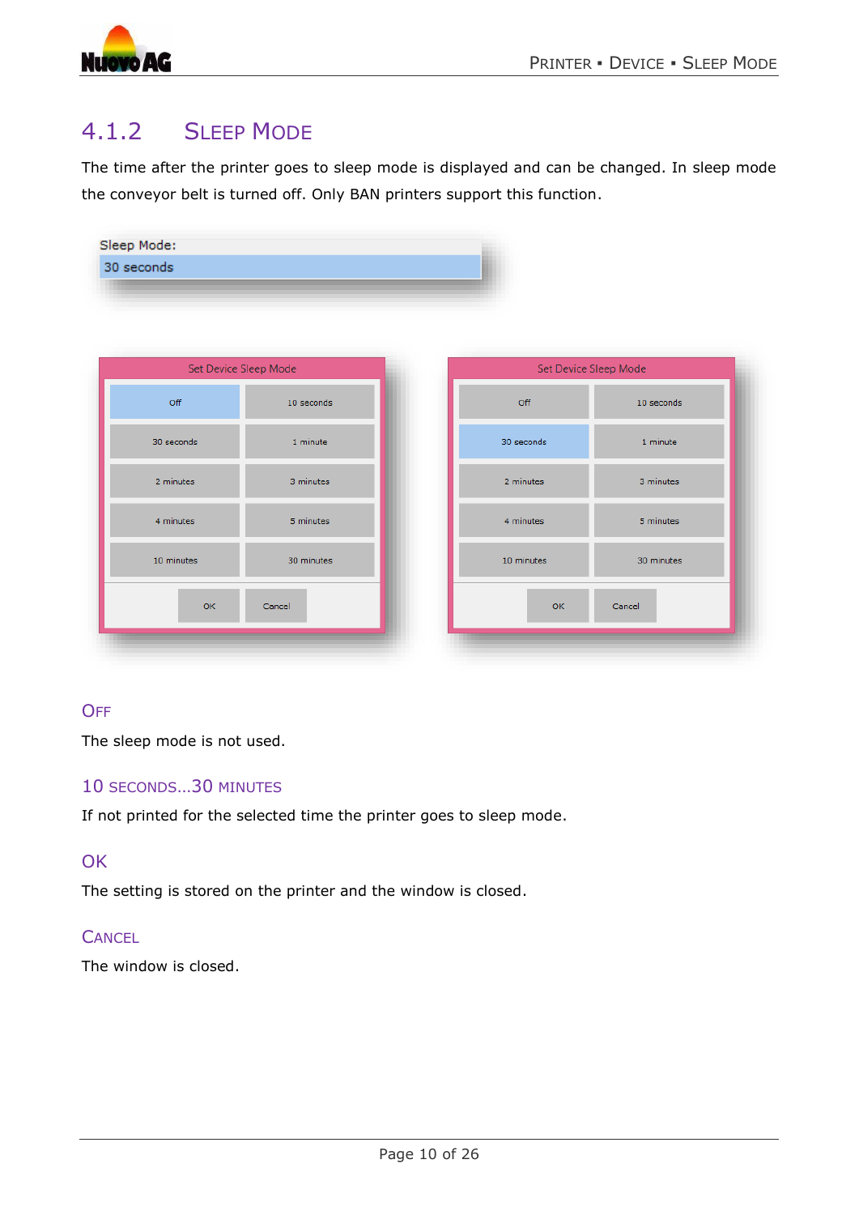## 4.1.2 Sleep Mode

The time after the printer goes to sleep mode is displayed and can be changed. In sleep mode the conveyor belt is turned off. Only BAN printers support this function.

Sleep Mode:
30 seconds

Set Device Sleep Mode

| Off | 10 seconds |
|---|---|
| 30 seconds | 1 minute |
| 2 minutes | 3 minutes |
| 4 minutes | 5 minutes |
| 10 minutes | 30 minutes |

OK Cancel

### Off

The sleep mode is not used.

### 10 seconds...30 minutes

If not printed for the selected time the printer goes to sleep mode.

### OK

The setting is stored on the printer and the window is closed.

### Cancel

The window is closed.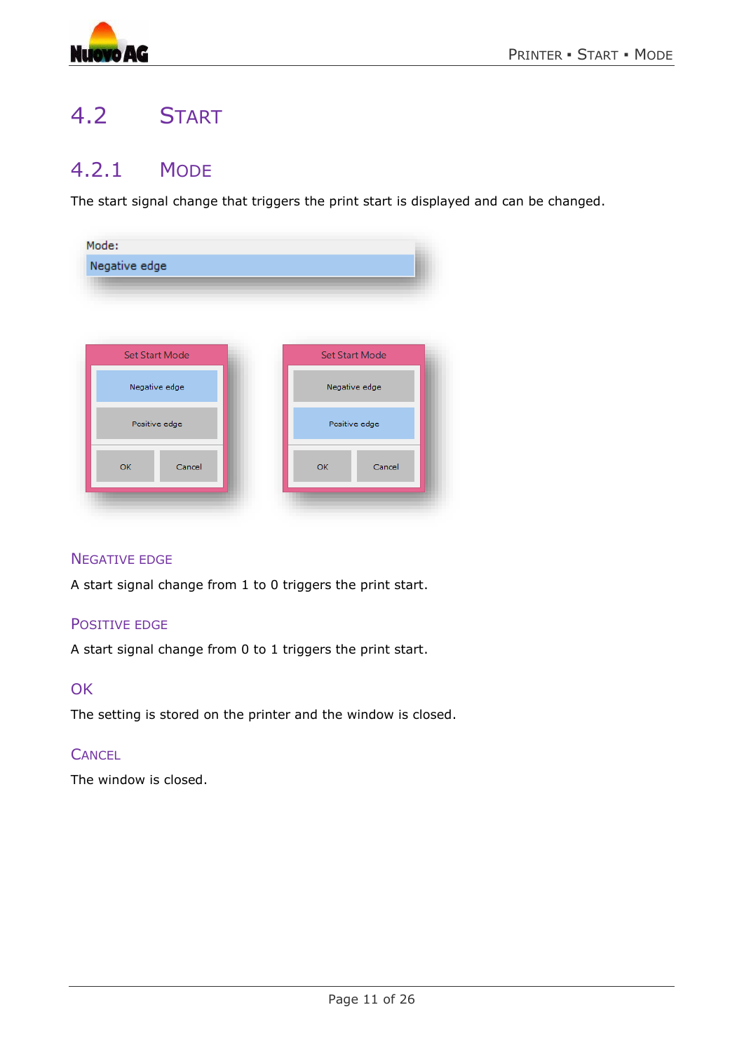## 4.2 START

### 4.2.1 MODE

The start signal change that triggers the print start is displayed and can be changed.

#### NEGATIVE EDGE

A start signal change from 1 to 0 triggers the print start.

#### POSITIVE EDGE

A start signal change from 0 to 1 triggers the print start.

#### OK

The setting is stored on the printer and the window is closed.

#### CANCEL

The window is closed.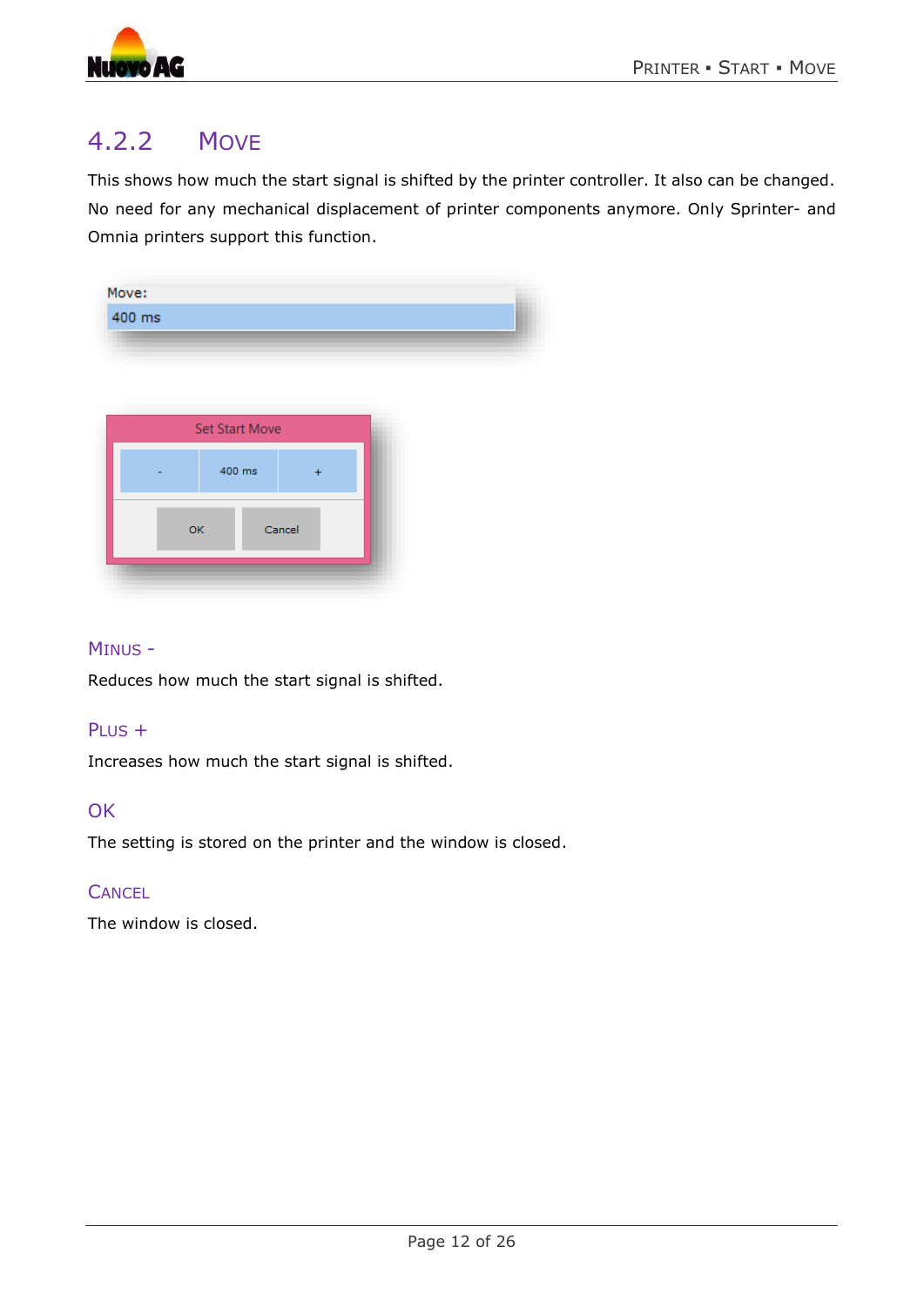## 4.2.2 Move

This shows how much the start signal is shifted by the printer controller. It also can be changed. No need for any mechanical displacement of printer components anymore. Only Sprinter- and Omnia printers support this function.

Move:
400 ms

Set Start Move

- 400 ms +

OK Cancel

### Minus -

Reduces how much the start signal is shifted.

### Plus +

Increases how much the start signal is shifted.

### OK

The setting is stored on the printer and the window is closed.

### Cancel

The window is closed.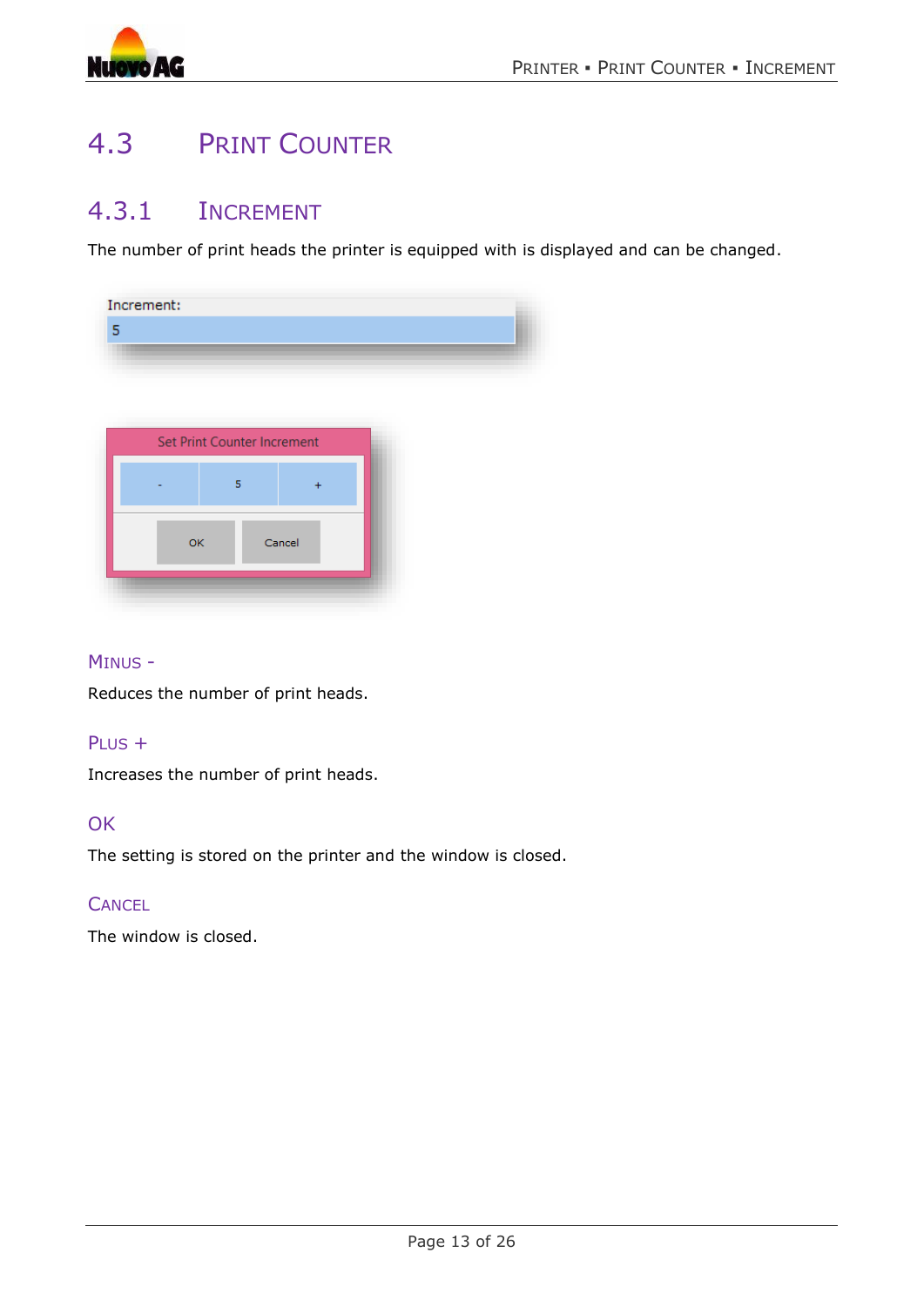# 4.3 Print Counter

## 4.3.1 Increment

The number of print heads the printer is equipped with is displayed and can be changed.

Increment:
5

Set Print Counter Increment

| - | 5 | + |
|---|---|---|

OK Cancel

### Minus -

Reduces the number of print heads.

### Plus +

Increases the number of print heads.

### OK

The setting is stored on the printer and the window is closed.

### Cancel

The window is closed.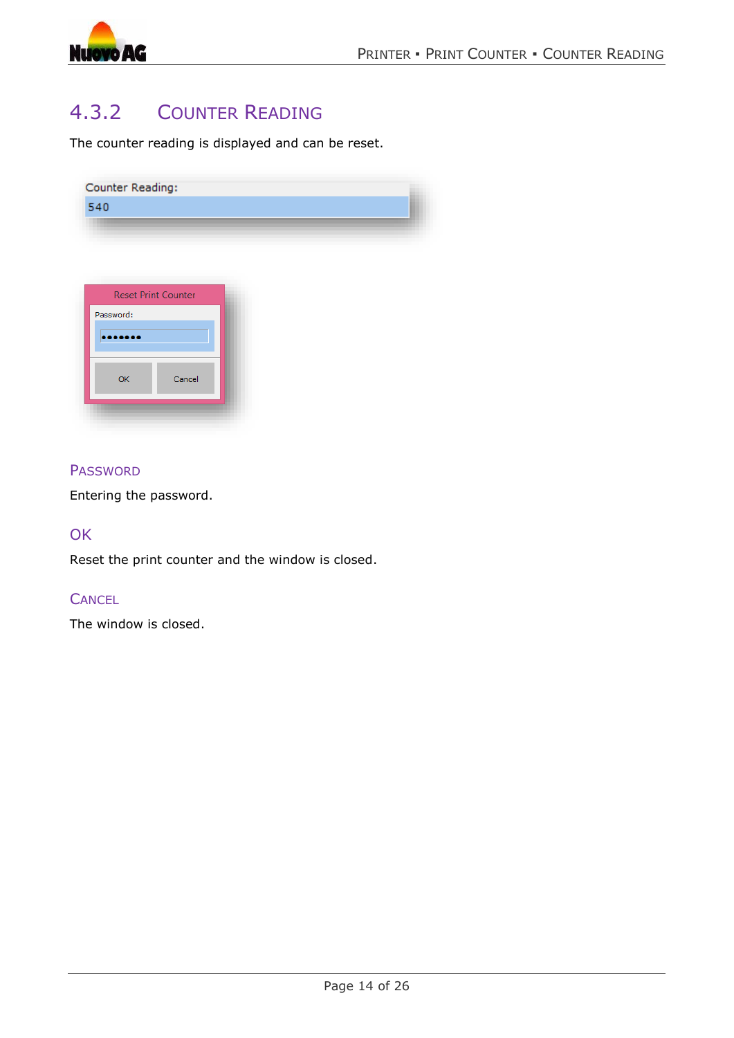## 4.3.2 Counter Reading

The counter reading is displayed and can be reset.

Counter Reading:

540

Reset Print Counter

Password:

•••••••

OK Cancel

### Password

Entering the password.

### OK

Reset the print counter and the window is closed.

### Cancel

The window is closed.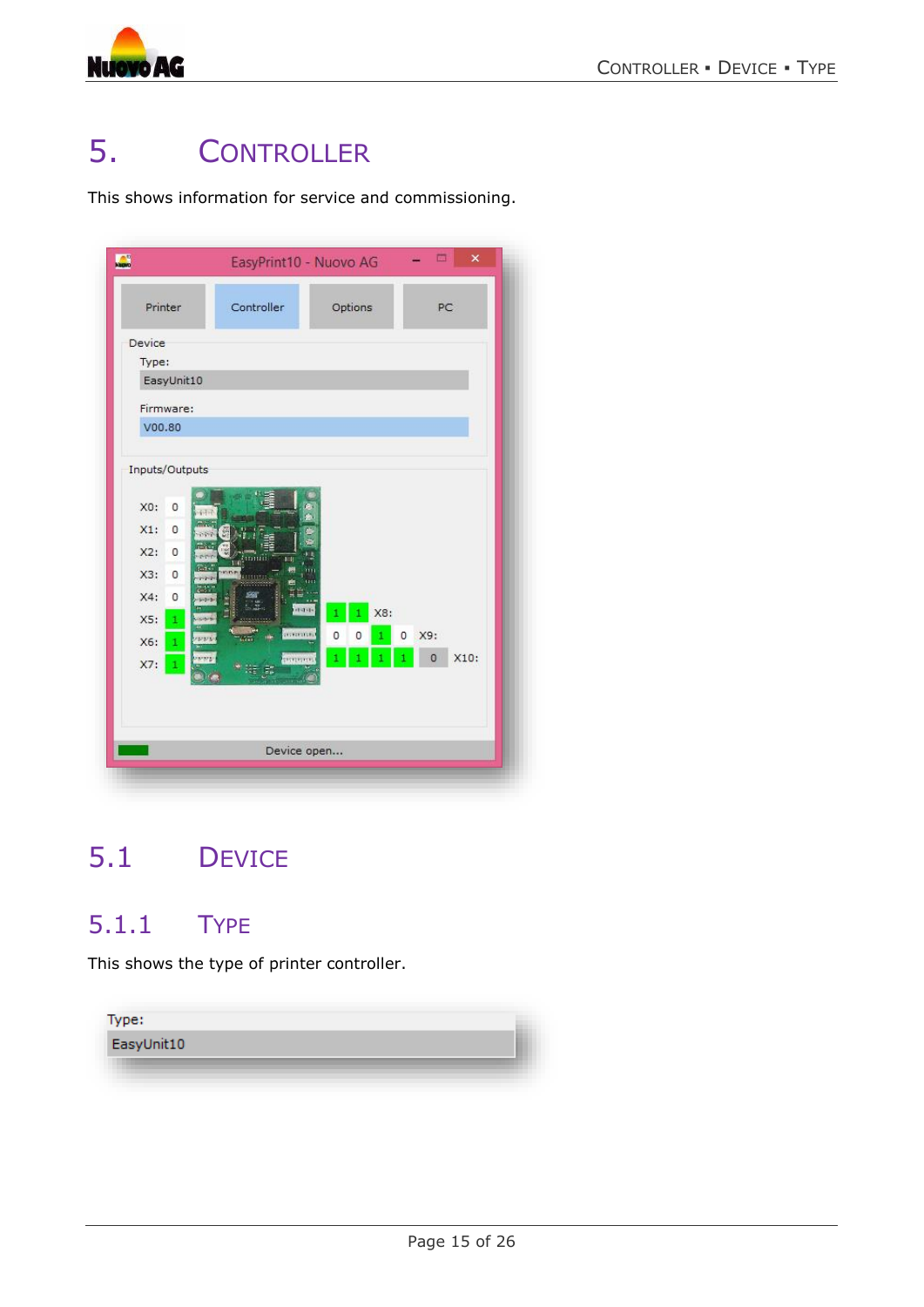# 5. Controller

This shows information for service and commissioning.

## 5.1 Device

### 5.1.1 Type

This shows the type of printer controller.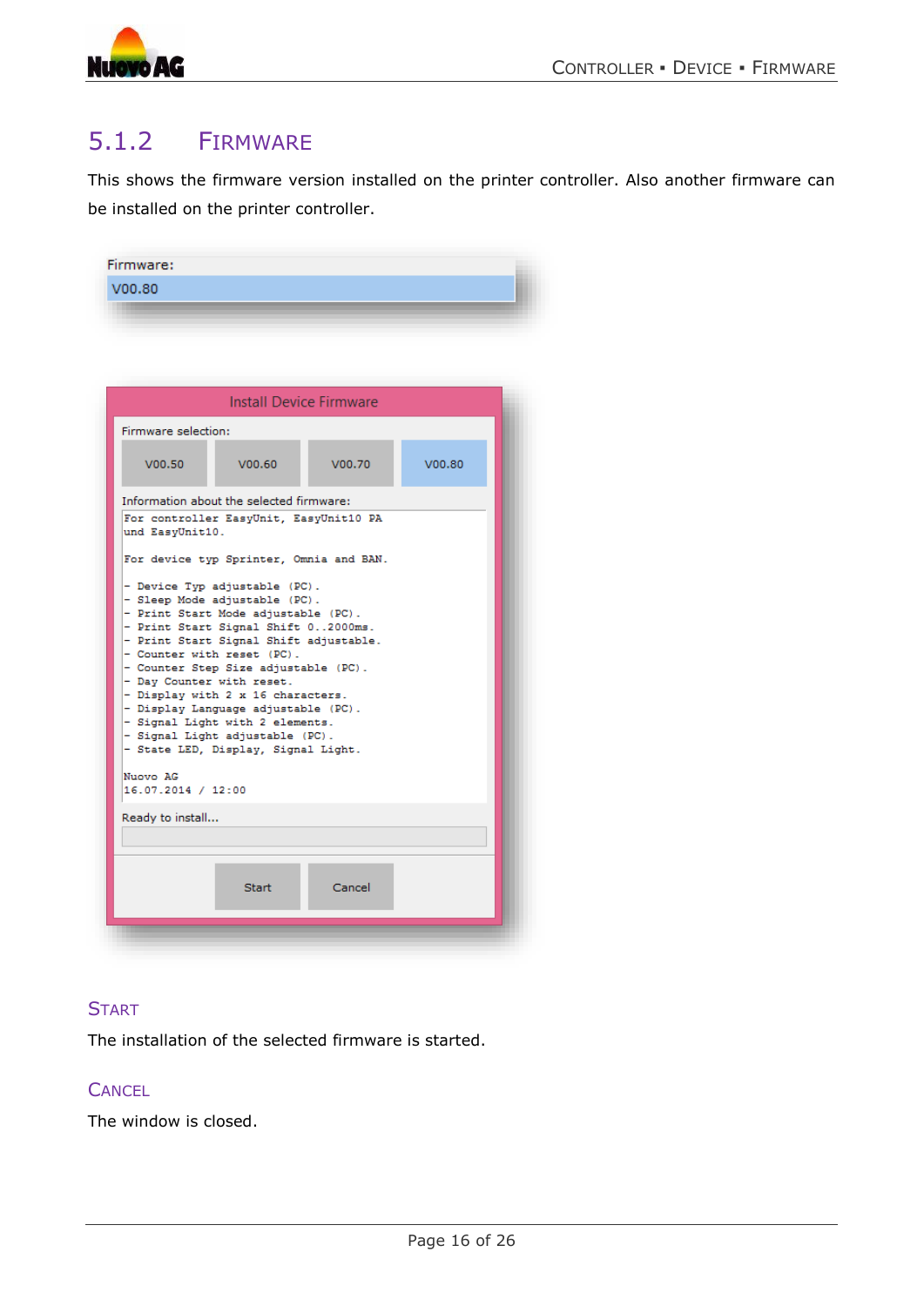## 5.1.2 Firmware

This shows the firmware version installed on the printer controller. Also another firmware can be installed on the printer controller.

Firmware:

V00.80

Install Device Firmware

Firmware selection:

V00.50 V00.60 V00.70 V00.80

Information about the selected firmware:

```
For controller EasyUnit, EasyUnit10 PA
und EasyUnit10.

For device typ Sprinter, Omnia and BAN.

- Device Typ adjustable (PC).
- Sleep Mode adjustable (PC).
- Print Start Mode adjustable (PC).
- Print Start Signal Shift 0..2000ms.
- Print Start Signal Shift adjustable.
- Counter with reset (PC).
- Counter Step Size adjustable (PC).
- Day Counter with reset.
- Display with 2 x 16 characters.
- Display Language adjustable (PC).
- Signal Light with 2 elements.
- Signal Light adjustable (PC).
- State LED, Display, Signal Light.

Nuovo AG
16.07.2014 / 12:00
```

Ready to install...

Start Cancel

### Start

The installation of the selected firmware is started.

### Cancel

The window is closed.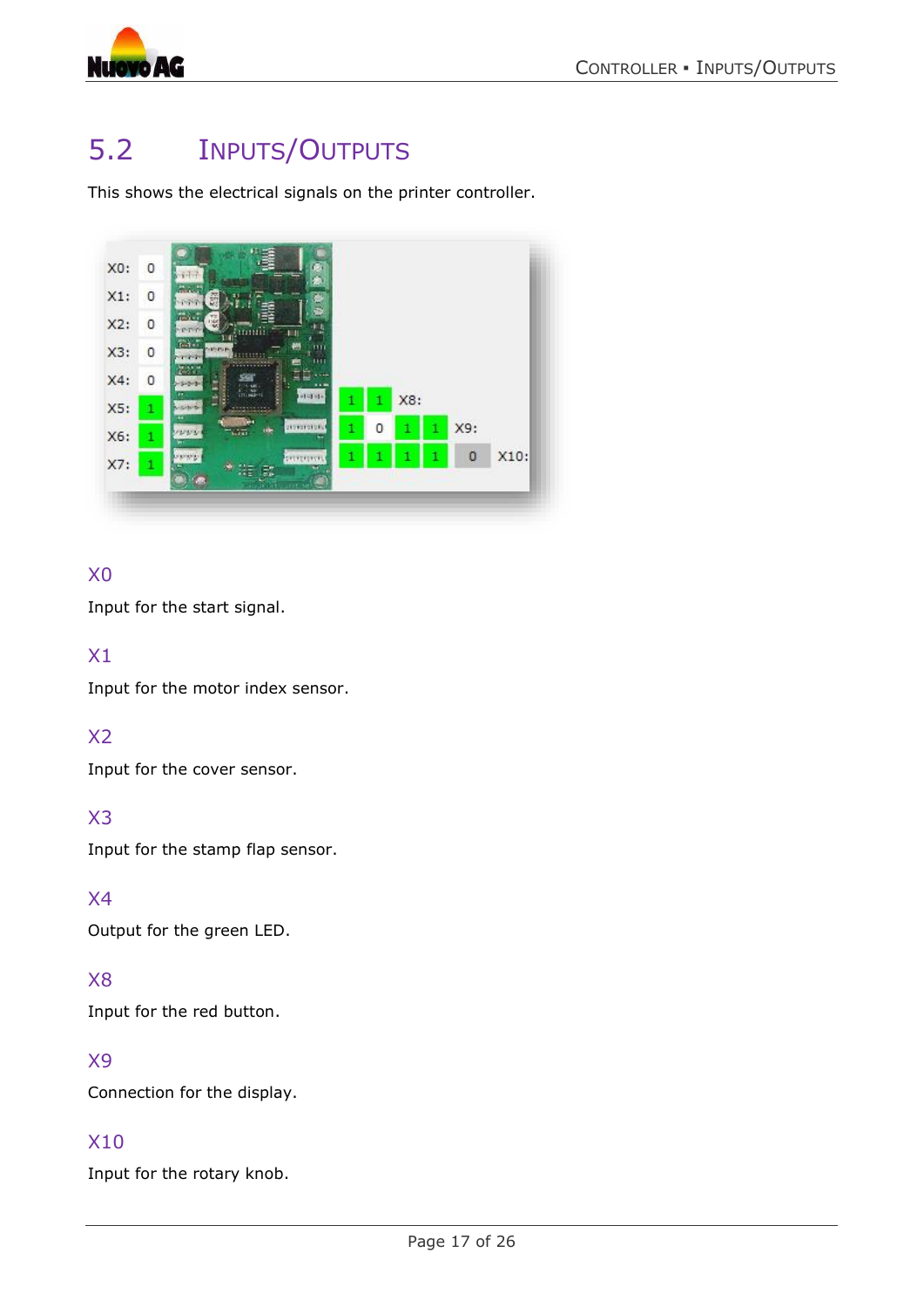## 5.2 INPUTS/OUTPUTS

This shows the electrical signals on the printer controller.

### X0

Input for the start signal.

### X1

Input for the motor index sensor.

### X2

Input for the cover sensor.

### X3

Input for the stamp flap sensor.

### X4

Output for the green LED.

### X8

Input for the red button.

### X9

Connection for the display.

### X10

Input for the rotary knob.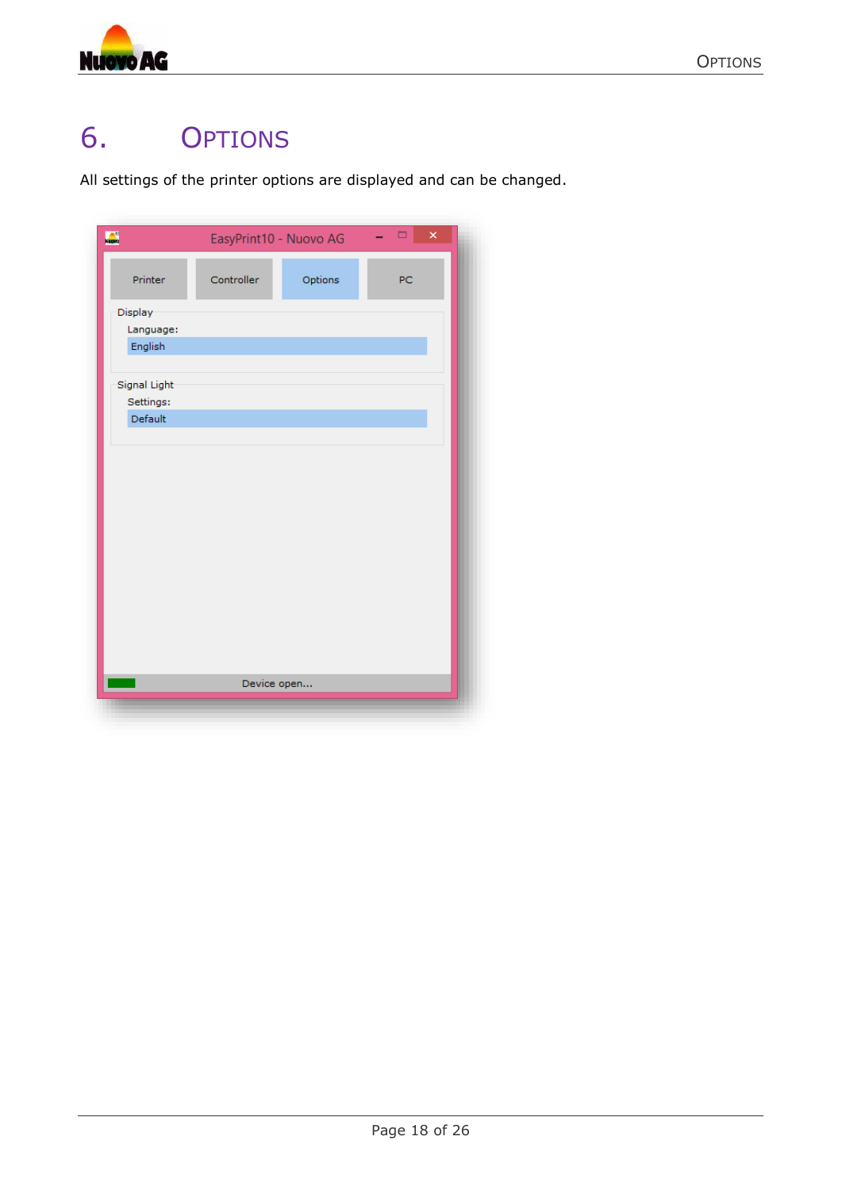# 6. Options

All settings of the printer options are displayed and can be changed.

EasyPrint10 - Nuovo AG

Printer | Controller | Options | PC

Display

Language:

English

Signal Light

Settings:

Default

Device open...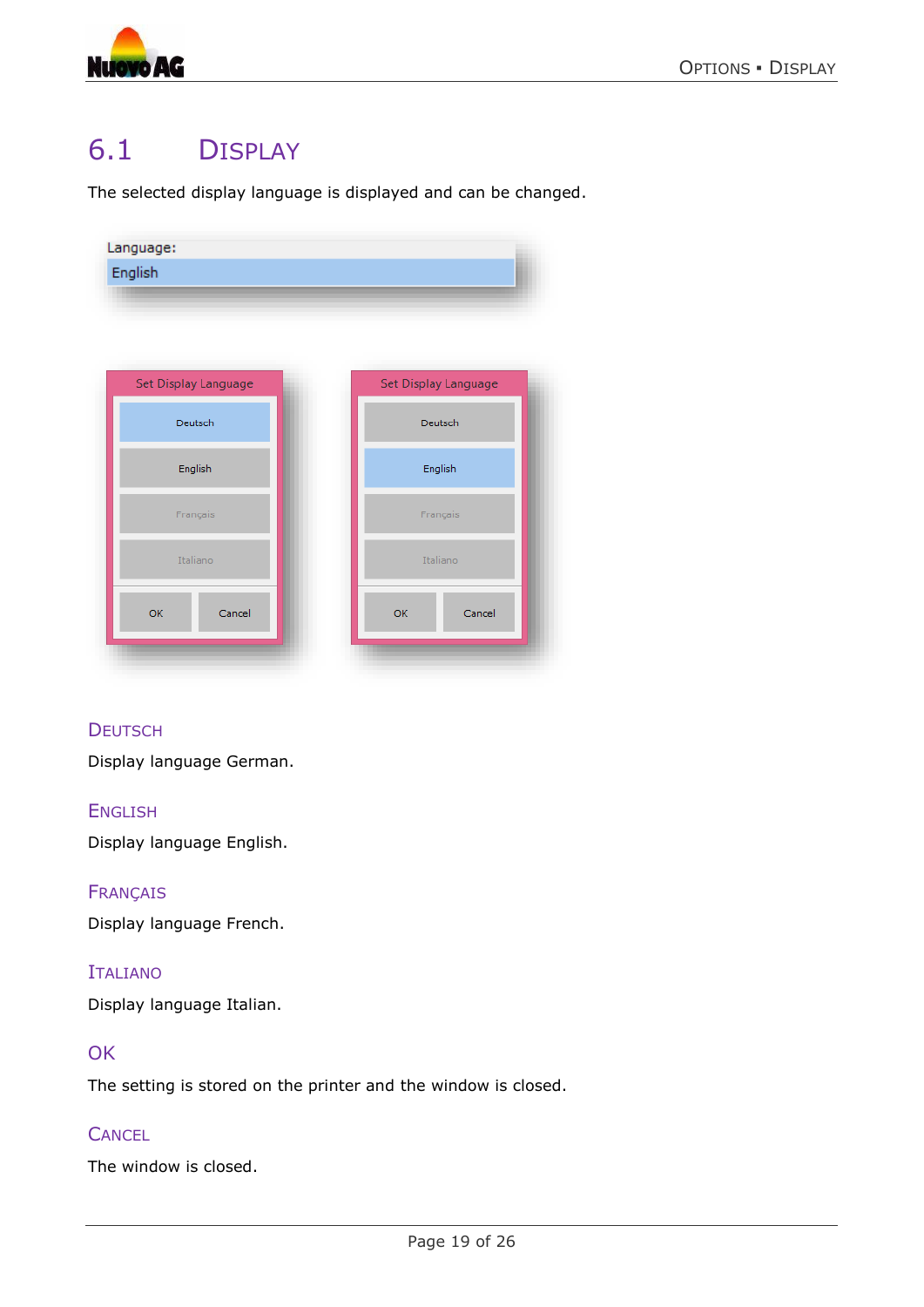## 6.1 Display

The selected display language is displayed and can be changed.

### Deutsch

Display language German.

### English

Display language English.

### Français

Display language French.

### Italiano

Display language Italian.

### OK

The setting is stored on the printer and the window is closed.

### Cancel

The window is closed.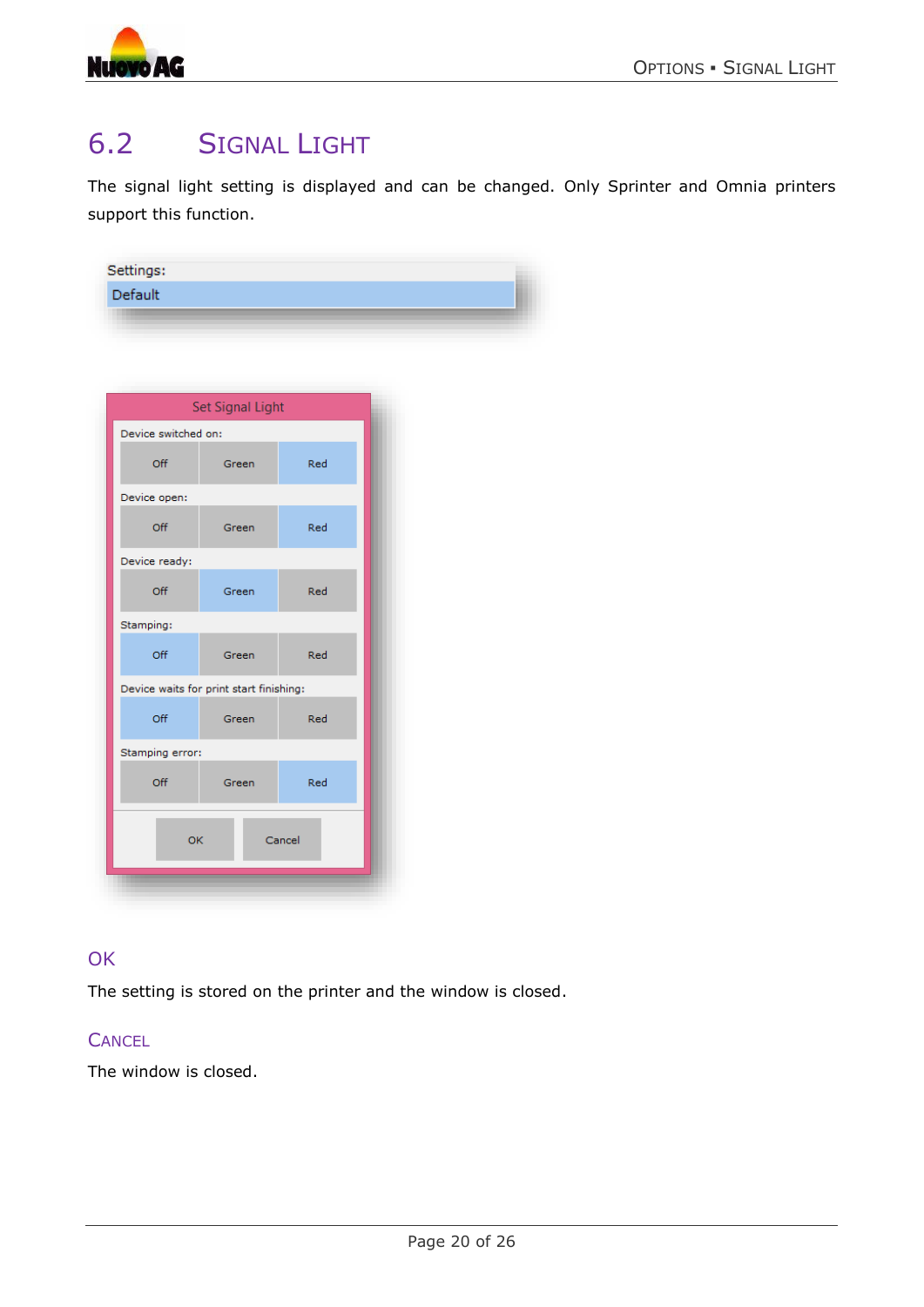## 6.2 Signal Light

The signal light setting is displayed and can be changed. Only Sprinter and Omnia printers support this function.

Settings:
Default

Set Signal Light

Device switched on:
Off | Green | Red

Device open:
Off | Green | Red

Device ready:
Off | Green | Red

Stamping:
Off | Green | Red

Device waits for print start finishing:
Off | Green | Red

Stamping error:
Off | Green | Red

OK | Cancel

### OK

The setting is stored on the printer and the window is closed.

### Cancel

The window is closed.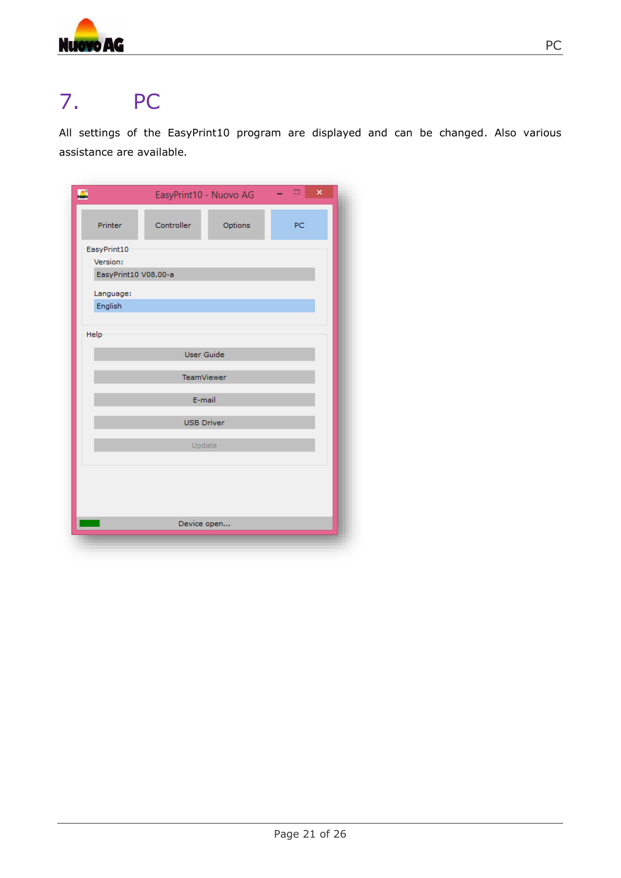# 7. PC

All settings of the EasyPrint10 program are displayed and can be changed. Also various assistance are available.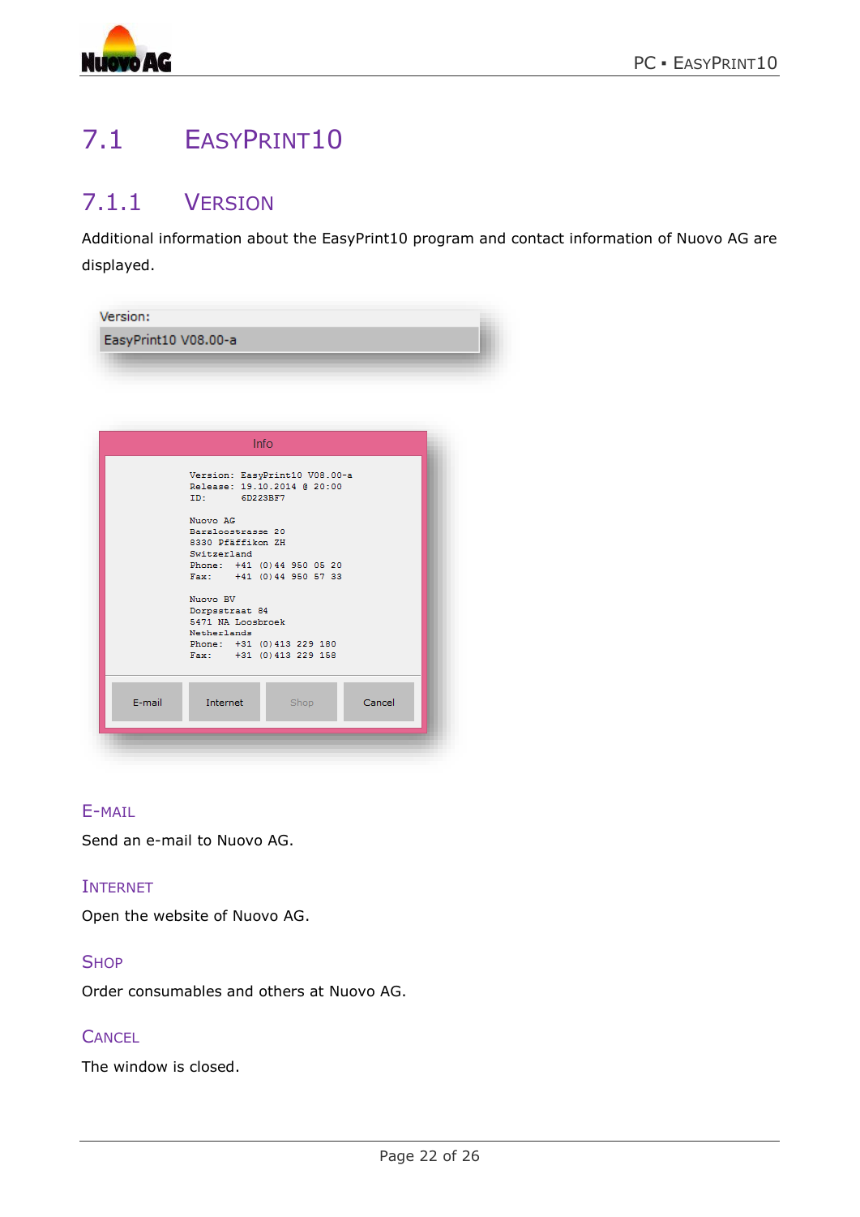# 7.1 EasyPrint10

## 7.1.1 Version

Additional information about the EasyPrint10 program and contact information of Nuovo AG are displayed.

Version:

EasyPrint10 V08.00-a

Info

```
Version: EasyPrint10 V08.00-a
Release: 19.10.2014 @ 20:00
ID:      6D223BF7

Nuovo AG
Barzloostrasse 20
8330 Pfäffikon ZH
Switzerland
Phone:   +41 (0)44 950 05 20
Fax:     +41 (0)44 950 57 33

Nuovo BV
Dorpsstraat 84
5471 NA Loosbroek
Netherlands
Phone:   +31 (0)413 229 180
Fax:     +31 (0)413 229 158
```

E-mail | Internet | Shop | Cancel

### E-mail

Send an e-mail to Nuovo AG.

### Internet

Open the website of Nuovo AG.

### Shop

Order consumables and others at Nuovo AG.

### Cancel

The window is closed.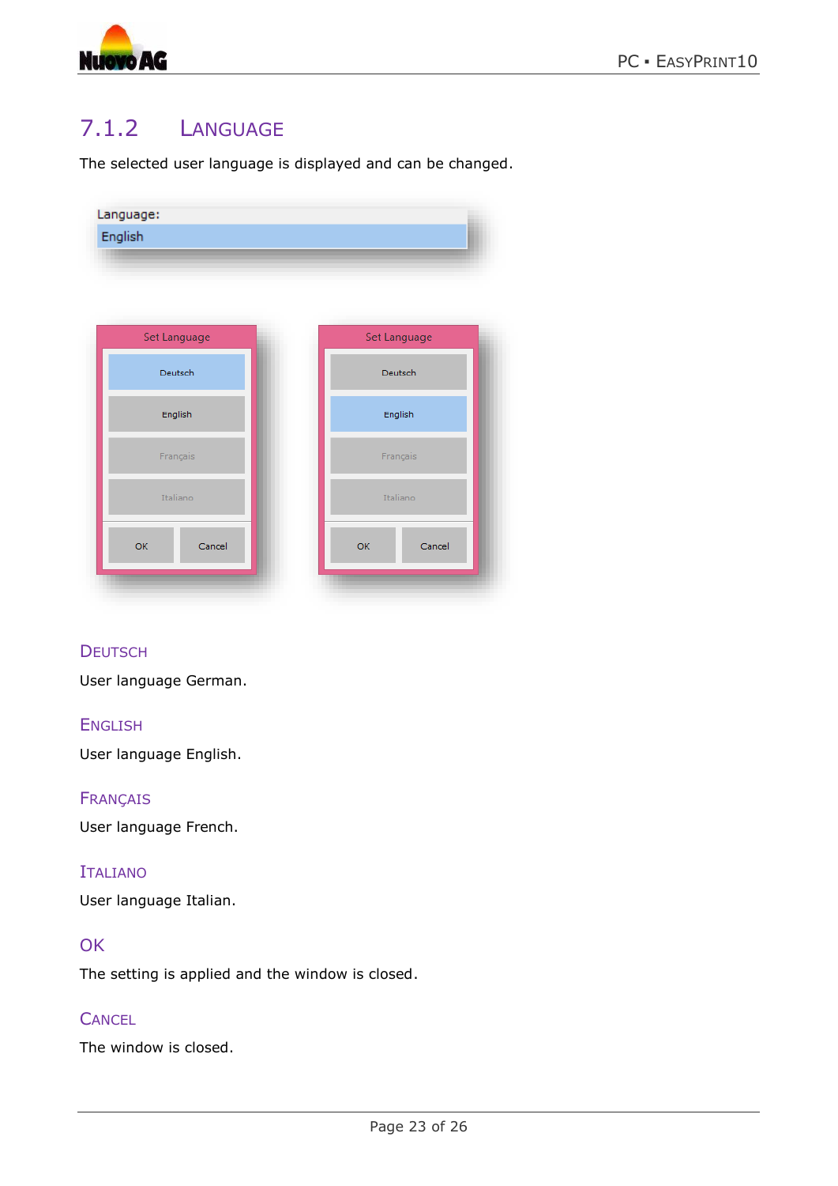## 7.1.2 Language

The selected user language is displayed and can be changed.

### Deutsch

User language German.

### English

User language English.

### Français

User language French.

### Italiano

User language Italian.

### OK

The setting is applied and the window is closed.

### Cancel

The window is closed.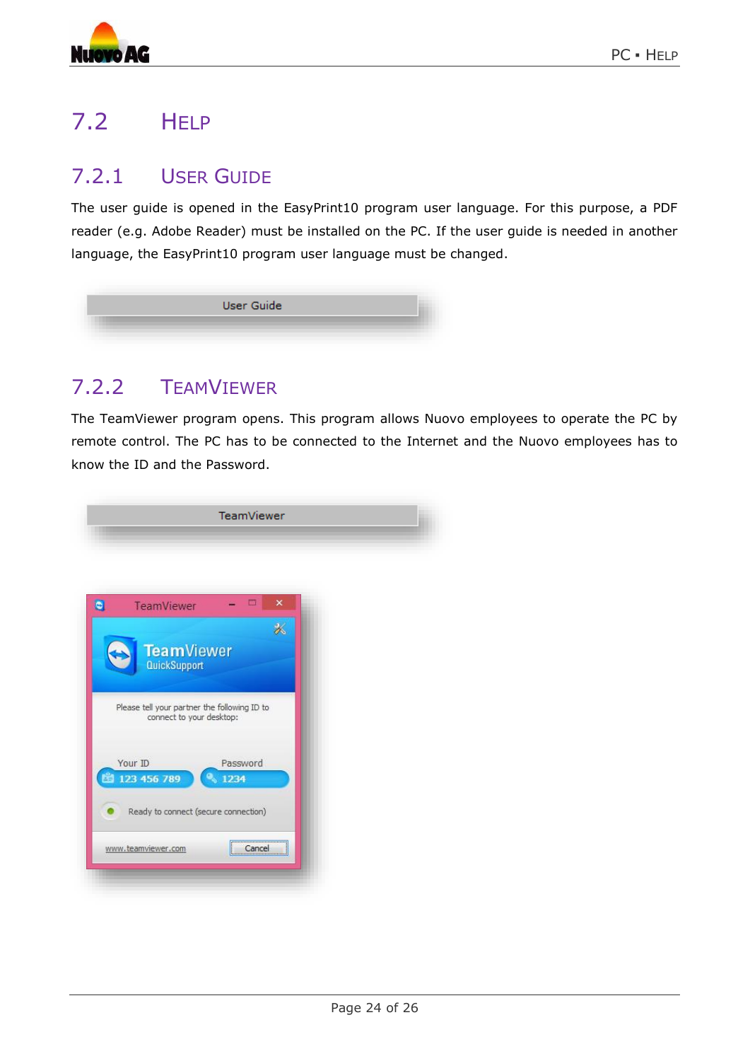## 7.2 HELP

### 7.2.1 USER GUIDE

The user guide is opened in the EasyPrint10 program user language. For this purpose, a PDF reader (e.g. Adobe Reader) must be installed on the PC. If the user guide is needed in another language, the EasyPrint10 program user language must be changed.

User Guide

### 7.2.2 TEAMVIEWER

The TeamViewer program opens. This program allows Nuovo employees to operate the PC by remote control. The PC has to be connected to the Internet and the Nuovo employees has to know the ID and the Password.

TeamViewer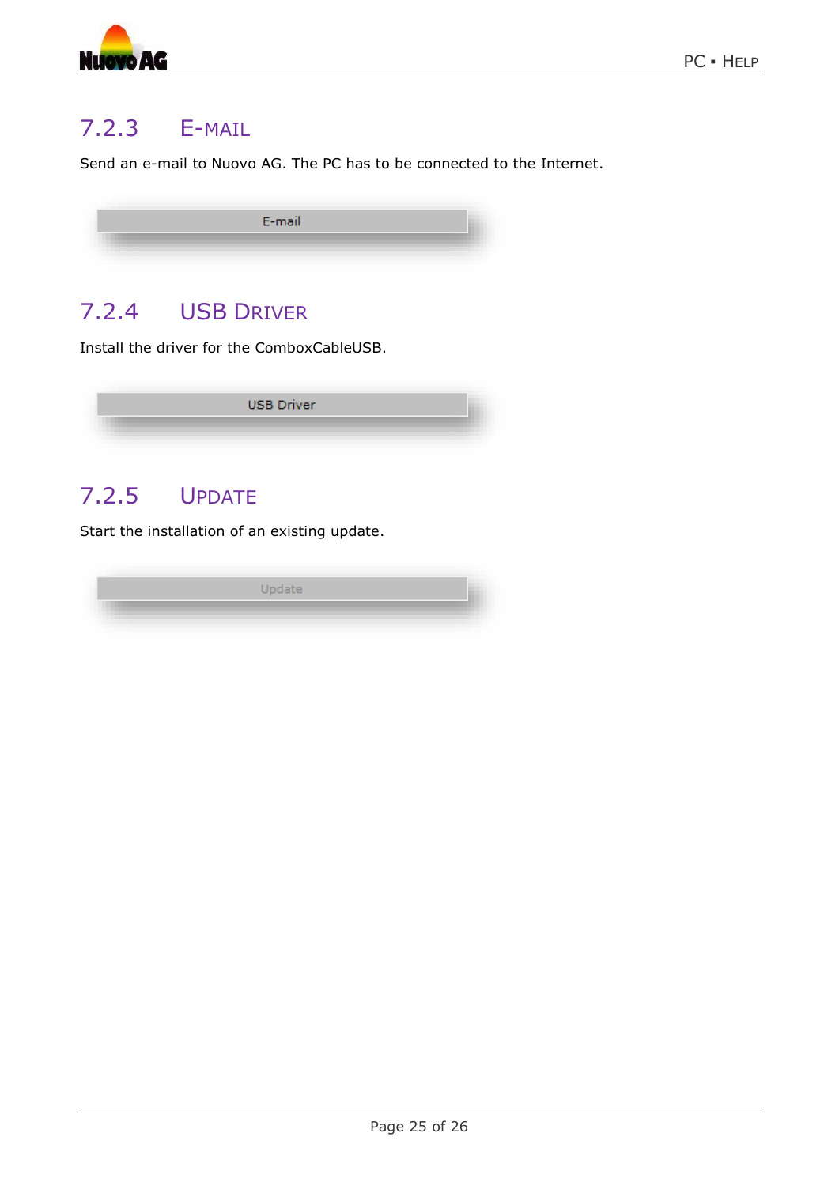### 7.2.3 E-MAIL

Send an e-mail to Nuovo AG. The PC has to be connected to the Internet.

E-mail

### 7.2.4 USB DRIVER

Install the driver for the ComboxCableUSB.

USB Driver

### 7.2.5 UPDATE

Start the installation of an existing update.

Update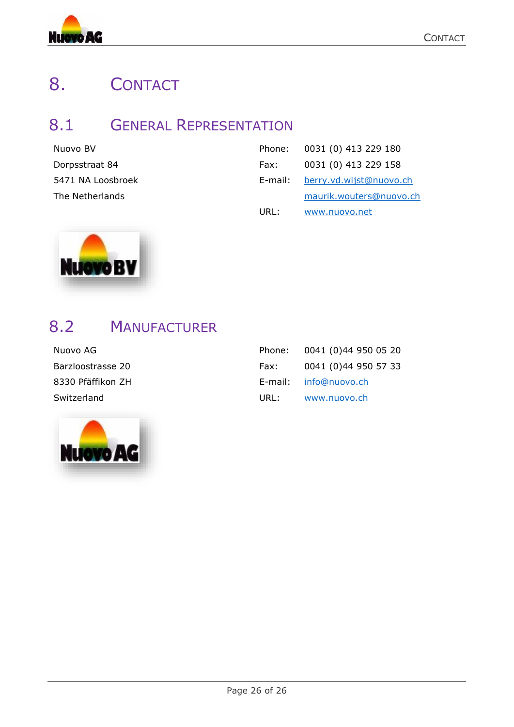# 8. Contact

## 8.1 General Representation

Nuovo BV
Dorpsstraat 84
5471 NA Loosbroek
The Netherlands

| | |
|---|---|
| Phone: | 0031 (0) 413 229 180 |
| Fax: | 0031 (0) 413 229 158 |
| E-mail: | berry.vd.wijst@nuovo.ch |
| | maurik.wouters@nuovo.ch |
| URL: | www.nuovo.net |

## 8.2 Manufacturer

Nuovo AG
Barzloostrasse 20
8330 Pfäffikon ZH
Switzerland

| | |
|---|---|
| Phone: | 0041 (0)44 950 05 20 |
| Fax: | 0041 (0)44 950 57 33 |
| E-mail: | info@nuovo.ch |
| URL: | www.nuovo.ch |